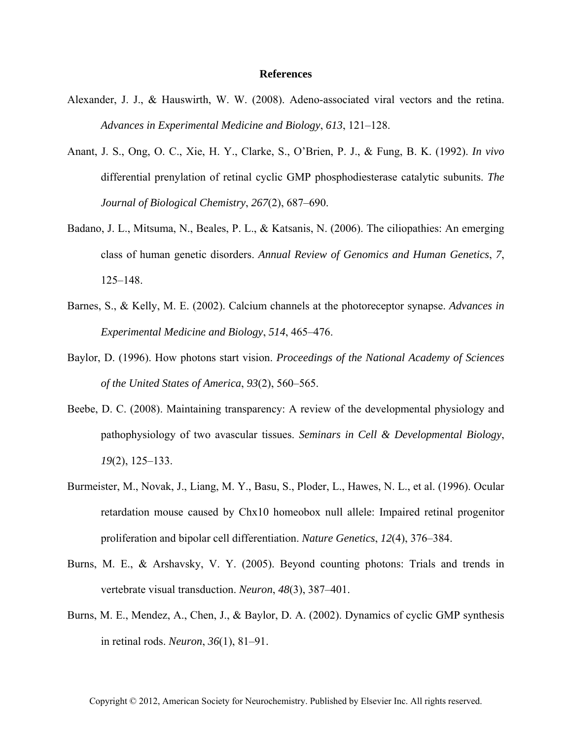# References

Alexander, J. J., & Hauswirth, W. W. (2008). Adeno-associated viral vectors and the retina. *Advances in Experimental Medicine and Biology*, *613*, 121–128.

Anant, J. S., Ong, O. C., Xie, H. Y., Clarke, S., O'Brien, P. J., & Fung, B. K. (1992). *In vivo* differential prenylation of retinal cyclic GMP phosphodiesterase catalytic subunits. *The Journal of Biological Chemistry*, *267*(2), 687–690.

Badano, J. L., Mitsuma, N., Beales, P. L., & Katsanis, N. (2006). The ciliopathies: An emerging class of human genetic disorders. *Annual Review of Genomics and Human Genetics*, *7*, 125–148.

Barnes, S., & Kelly, M. E. (2002). Calcium channels at the photoreceptor synapse. *Advances in Experimental Medicine and Biology*, *514*, 465–476.

Baylor, D. (1996). How photons start vision. *Proceedings of the National Academy of Sciences of the United States of America*, *93*(2), 560–565.

Beebe, D. C. (2008). Maintaining transparency: A review of the developmental physiology and pathophysiology of two avascular tissues. *Seminars in Cell & Developmental Biology*, *19*(2), 125–133.

Burmeister, M., Novak, J., Liang, M. Y., Basu, S., Ploder, L., Hawes, N. L., et al. (1996). Ocular retardation mouse caused by Chx10 homeobox null allele: Impaired retinal progenitor proliferation and bipolar cell differentiation. *Nature Genetics*, *12*(4), 376–384.

Burns, M. E., & Arshavsky, V. Y. (2005). Beyond counting photons: Trials and trends in vertebrate visual transduction. *Neuron*, *48*(3), 387–401.

Burns, M. E., Mendez, A., Chen, J., & Baylor, D. A. (2002). Dynamics of cyclic GMP synthesis in retinal rods. *Neuron*, *36*(1), 81–91.

Copyright © 2012, American Society for Neurochemistry. Published by Elsevier Inc. All rights reserved.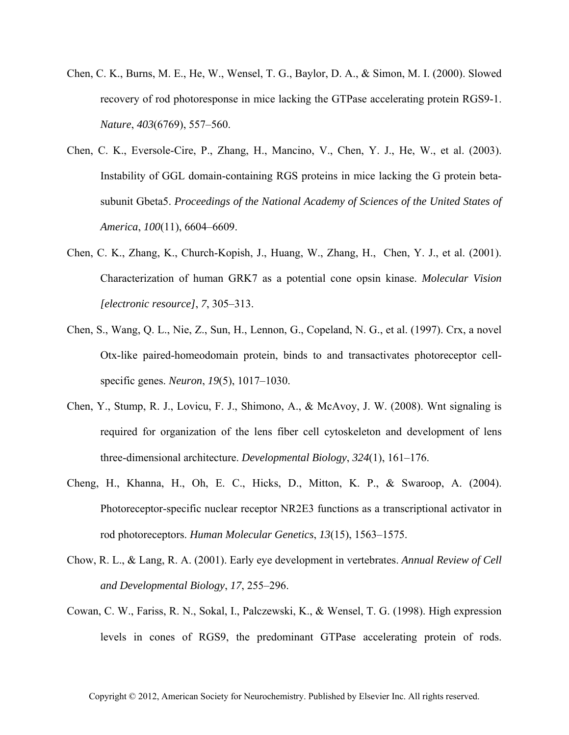Chen, C. K., Burns, M. E., He, W., Wensel, T. G., Baylor, D. A., & Simon, M. I. (2000). Slowed recovery of rod photoresponse in mice lacking the GTPase accelerating protein RGS9-1. *Nature*, *403*(6769), 557–560.

Chen, C. K., Eversole-Cire, P., Zhang, H., Mancino, V., Chen, Y. J., He, W., et al. (2003). Instability of GGL domain-containing RGS proteins in mice lacking the G protein beta-subunit Gbeta5. *Proceedings of the National Academy of Sciences of the United States of America*, *100*(11), 6604–6609.

Chen, C. K., Zhang, K., Church-Kopish, J., Huang, W., Zhang, H., Chen, Y. J., et al. (2001). Characterization of human GRK7 as a potential cone opsin kinase. *Molecular Vision [electronic resource]*, *7*, 305–313.

Chen, S., Wang, Q. L., Nie, Z., Sun, H., Lennon, G., Copeland, N. G., et al. (1997). Crx, a novel Otx-like paired-homeodomain protein, binds to and transactivates photoreceptor cell-specific genes. *Neuron*, *19*(5), 1017–1030.

Chen, Y., Stump, R. J., Lovicu, F. J., Shimono, A., & McAvoy, J. W. (2008). Wnt signaling is required for organization of the lens fiber cell cytoskeleton and development of lens three-dimensional architecture. *Developmental Biology*, *324*(1), 161–176.

Cheng, H., Khanna, H., Oh, E. C., Hicks, D., Mitton, K. P., & Swaroop, A. (2004). Photoreceptor-specific nuclear receptor NR2E3 functions as a transcriptional activator in rod photoreceptors. *Human Molecular Genetics*, *13*(15), 1563–1575.

Chow, R. L., & Lang, R. A. (2001). Early eye development in vertebrates. *Annual Review of Cell and Developmental Biology*, *17*, 255–296.

Cowan, C. W., Fariss, R. N., Sokal, I., Palczewski, K., & Wensel, T. G. (1998). High expression levels in cones of RGS9, the predominant GTPase accelerating protein of rods.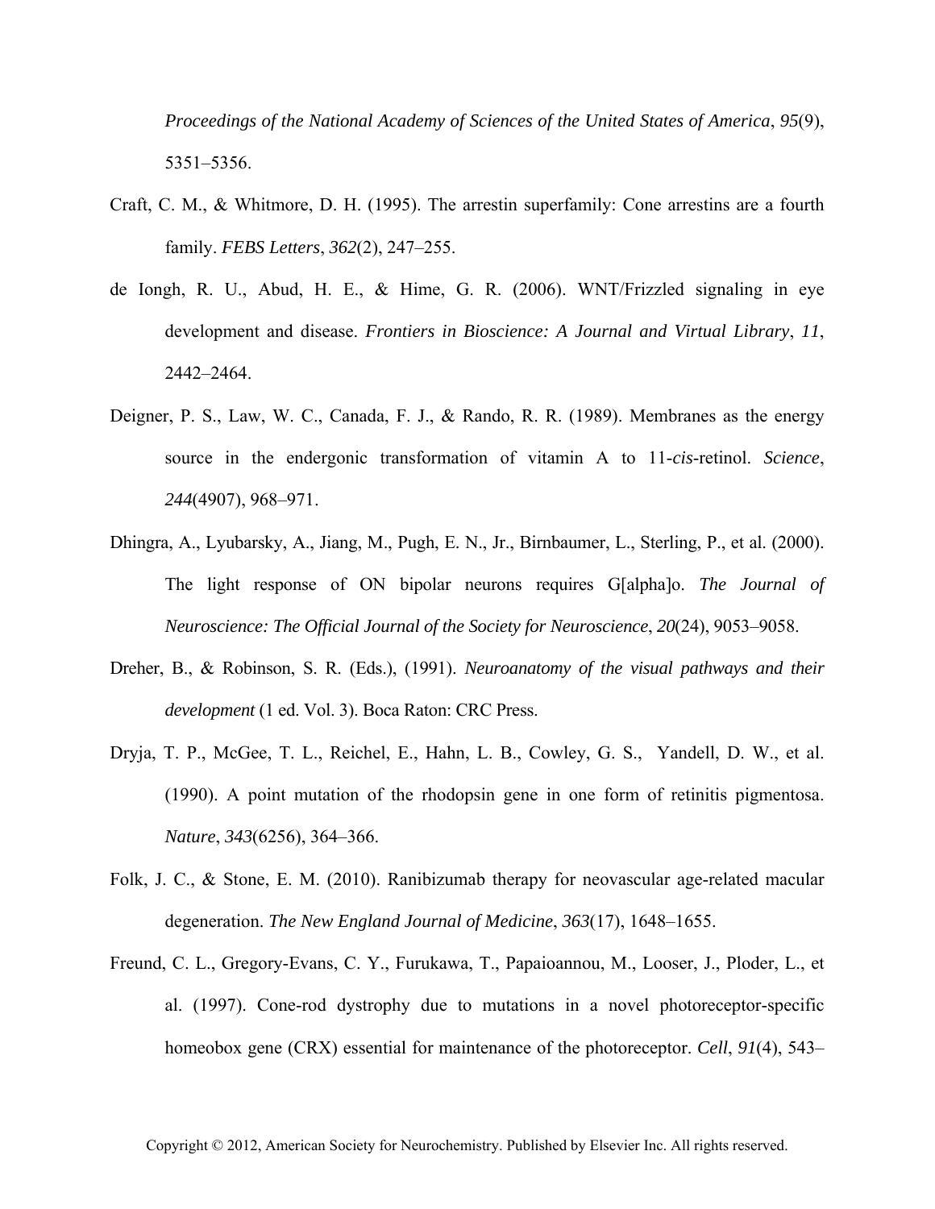*Proceedings of the National Academy of Sciences of the United States of America*, *95*(9), 5351–5356.

Craft, C. M., & Whitmore, D. H. (1995). The arrestin superfamily: Cone arrestins are a fourth family. *FEBS Letters*, *362*(2), 247–255.

de Iongh, R. U., Abud, H. E., & Hime, G. R. (2006). WNT/Frizzled signaling in eye development and disease. *Frontiers in Bioscience: A Journal and Virtual Library*, *11*, 2442–2464.

Deigner, P. S., Law, W. C., Canada, F. J., & Rando, R. R. (1989). Membranes as the energy source in the endergonic transformation of vitamin A to 11-*cis*-retinol. *Science*, *244*(4907), 968–971.

Dhingra, A., Lyubarsky, A., Jiang, M., Pugh, E. N., Jr., Birnbaumer, L., Sterling, P., et al. (2000). The light response of ON bipolar neurons requires G[alpha]o. *The Journal of Neuroscience: The Official Journal of the Society for Neuroscience*, *20*(24), 9053–9058.

Dreher, B., & Robinson, S. R. (Eds.), (1991). *Neuroanatomy of the visual pathways and their development* (1 ed. Vol. 3). Boca Raton: CRC Press.

Dryja, T. P., McGee, T. L., Reichel, E., Hahn, L. B., Cowley, G. S., Yandell, D. W., et al. (1990). A point mutation of the rhodopsin gene in one form of retinitis pigmentosa. *Nature*, *343*(6256), 364–366.

Folk, J. C., & Stone, E. M. (2010). Ranibizumab therapy for neovascular age-related macular degeneration. *The New England Journal of Medicine*, *363*(17), 1648–1655.

Freund, C. L., Gregory-Evans, C. Y., Furukawa, T., Papaioannou, M., Looser, J., Ploder, L., et al. (1997). Cone-rod dystrophy due to mutations in a novel photoreceptor-specific homeobox gene (CRX) essential for maintenance of the photoreceptor. *Cell*, *91*(4), 543–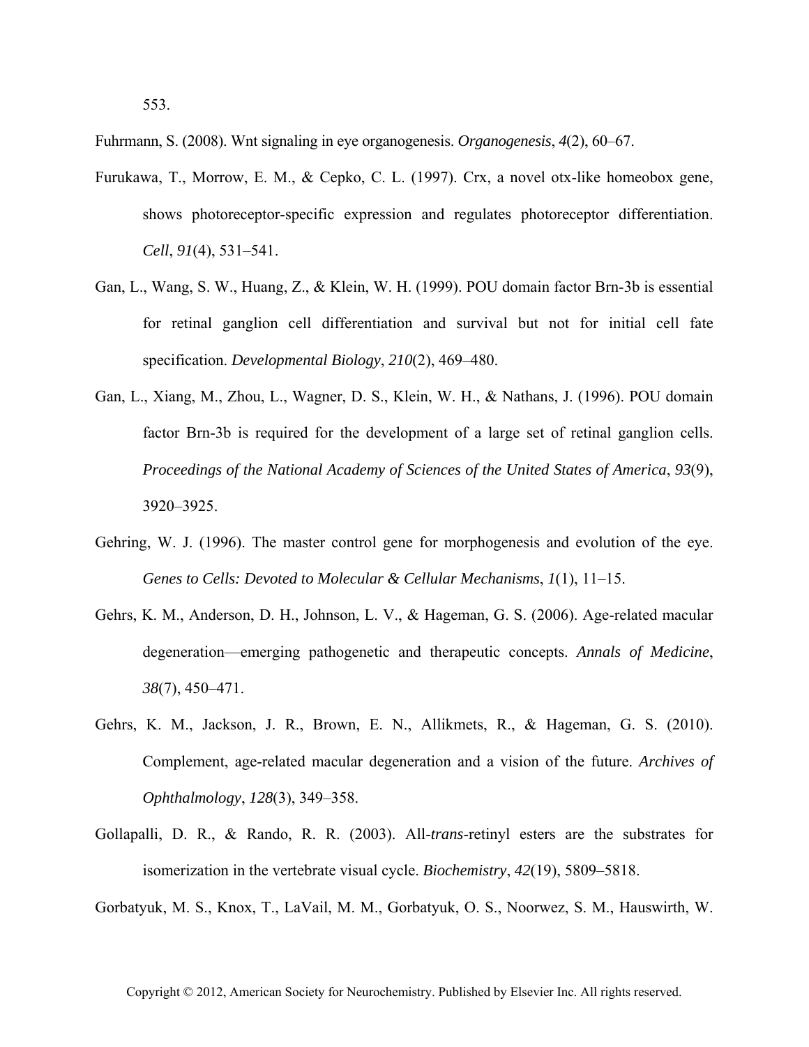553.

Fuhrmann, S. (2008). Wnt signaling in eye organogenesis. *Organogenesis*, *4*(2), 60–67.

Furukawa, T., Morrow, E. M., & Cepko, C. L. (1997). Crx, a novel otx-like homeobox gene, shows photoreceptor-specific expression and regulates photoreceptor differentiation. *Cell*, *91*(4), 531–541.

Gan, L., Wang, S. W., Huang, Z., & Klein, W. H. (1999). POU domain factor Brn-3b is essential for retinal ganglion cell differentiation and survival but not for initial cell fate specification. *Developmental Biology*, *210*(2), 469–480.

Gan, L., Xiang, M., Zhou, L., Wagner, D. S., Klein, W. H., & Nathans, J. (1996). POU domain factor Brn-3b is required for the development of a large set of retinal ganglion cells. *Proceedings of the National Academy of Sciences of the United States of America*, *93*(9), 3920–3925.

Gehring, W. J. (1996). The master control gene for morphogenesis and evolution of the eye. *Genes to Cells: Devoted to Molecular & Cellular Mechanisms*, *1*(1), 11–15.

Gehrs, K. M., Anderson, D. H., Johnson, L. V., & Hageman, G. S. (2006). Age-related macular degeneration—emerging pathogenetic and therapeutic concepts. *Annals of Medicine*, *38*(7), 450–471.

Gehrs, K. M., Jackson, J. R., Brown, E. N., Allikmets, R., & Hageman, G. S. (2010). Complement, age-related macular degeneration and a vision of the future. *Archives of Ophthalmology*, *128*(3), 349–358.

Gollapalli, D. R., & Rando, R. R. (2003). All-*trans*-retinyl esters are the substrates for isomerization in the vertebrate visual cycle. *Biochemistry*, *42*(19), 5809–5818.

Gorbatyuk, M. S., Knox, T., LaVail, M. M., Gorbatyuk, O. S., Noorwez, S. M., Hauswirth, W.

Copyright © 2012, American Society for Neurochemistry. Published by Elsevier Inc. All rights reserved.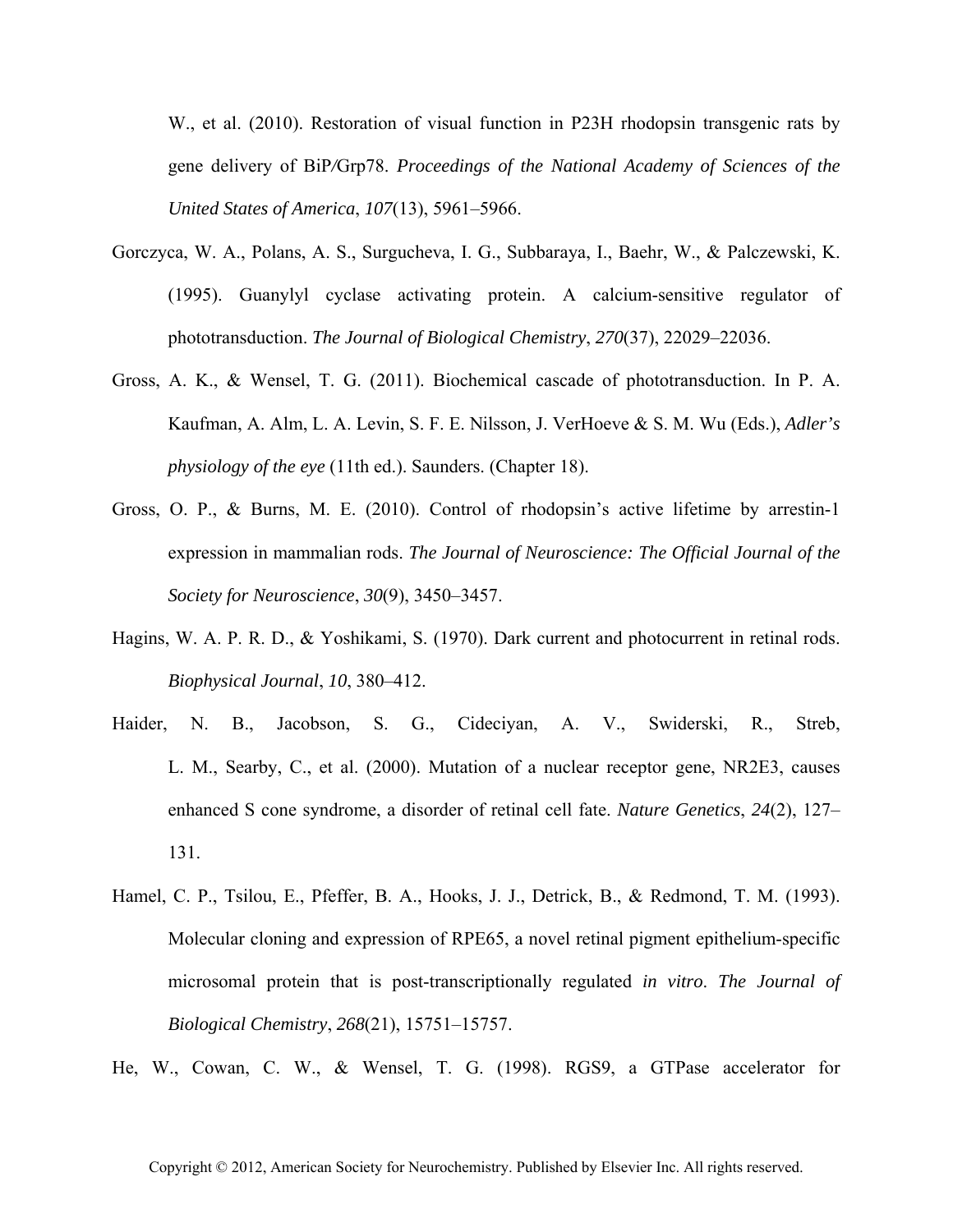W., et al. (2010). Restoration of visual function in P23H rhodopsin transgenic rats by gene delivery of BiP/Grp78. *Proceedings of the National Academy of Sciences of the United States of America*, *107*(13), 5961–5966.

Gorczyca, W. A., Polans, A. S., Surgucheva, I. G., Subbaraya, I., Baehr, W., & Palczewski, K. (1995). Guanylyl cyclase activating protein. A calcium-sensitive regulator of phototransduction. *The Journal of Biological Chemistry*, *270*(37), 22029–22036.

Gross, A. K., & Wensel, T. G. (2011). Biochemical cascade of phototransduction. In P. A. Kaufman, A. Alm, L. A. Levin, S. F. E. Nilsson, J. VerHoeve & S. M. Wu (Eds.), *Adler's physiology of the eye* (11th ed.). Saunders. (Chapter 18).

Gross, O. P., & Burns, M. E. (2010). Control of rhodopsin's active lifetime by arrestin-1 expression in mammalian rods. *The Journal of Neuroscience: The Official Journal of the Society for Neuroscience*, *30*(9), 3450–3457.

Hagins, W. A. P. R. D., & Yoshikami, S. (1970). Dark current and photocurrent in retinal rods. *Biophysical Journal*, *10*, 380–412.

Haider, N. B., Jacobson, S. G., Cideciyan, A. V., Swiderski, R., Streb, L. M., Searby, C., et al. (2000). Mutation of a nuclear receptor gene, NR2E3, causes enhanced S cone syndrome, a disorder of retinal cell fate. *Nature Genetics*, *24*(2), 127–131.

Hamel, C. P., Tsilou, E., Pfeffer, B. A., Hooks, J. J., Detrick, B., & Redmond, T. M. (1993). Molecular cloning and expression of RPE65, a novel retinal pigment epithelium-specific microsomal protein that is post-transcriptionally regulated *in vitro*. *The Journal of Biological Chemistry*, *268*(21), 15751–15757.

He, W., Cowan, C. W., & Wensel, T. G. (1998). RGS9, a GTPase accelerator for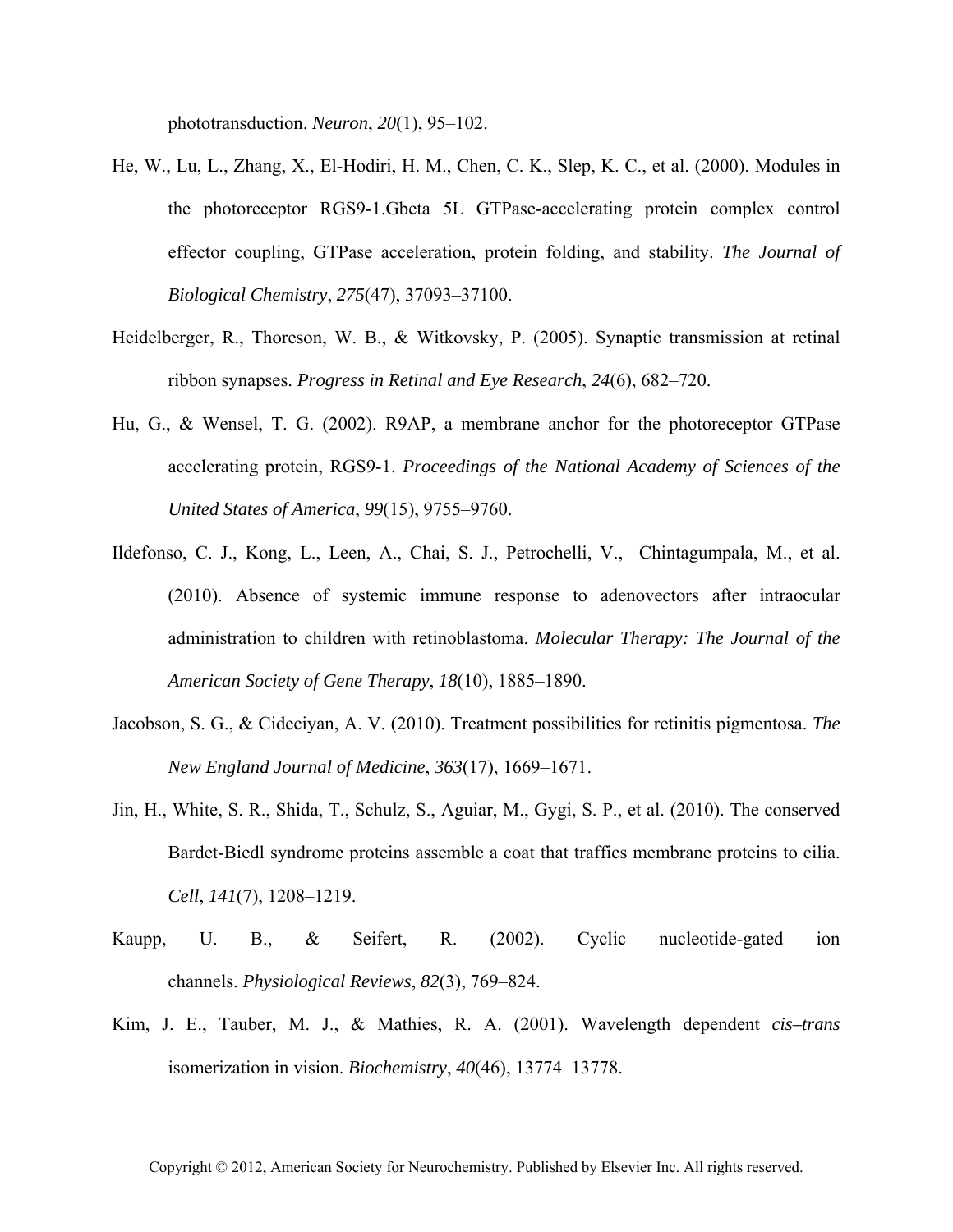phototransduction. *Neuron*, *20*(1), 95–102.

He, W., Lu, L., Zhang, X., El-Hodiri, H. M., Chen, C. K., Slep, K. C., et al. (2000). Modules in the photoreceptor RGS9-1.Gbeta 5L GTPase-accelerating protein complex control effector coupling, GTPase acceleration, protein folding, and stability. *The Journal of Biological Chemistry*, *275*(47), 37093–37100.

Heidelberger, R., Thoreson, W. B., & Witkovsky, P. (2005). Synaptic transmission at retinal ribbon synapses. *Progress in Retinal and Eye Research*, *24*(6), 682–720.

Hu, G., & Wensel, T. G. (2002). R9AP, a membrane anchor for the photoreceptor GTPase accelerating protein, RGS9-1. *Proceedings of the National Academy of Sciences of the United States of America*, *99*(15), 9755–9760.

Ildefonso, C. J., Kong, L., Leen, A., Chai, S. J., Petrochelli, V., Chintagumpala, M., et al. (2010). Absence of systemic immune response to adenovectors after intraocular administration to children with retinoblastoma. *Molecular Therapy: The Journal of the American Society of Gene Therapy*, *18*(10), 1885–1890.

Jacobson, S. G., & Cideciyan, A. V. (2010). Treatment possibilities for retinitis pigmentosa. *The New England Journal of Medicine*, *363*(17), 1669–1671.

Jin, H., White, S. R., Shida, T., Schulz, S., Aguiar, M., Gygi, S. P., et al. (2010). The conserved Bardet-Biedl syndrome proteins assemble a coat that traffics membrane proteins to cilia. *Cell*, *141*(7), 1208–1219.

Kaupp, U. B., & Seifert, R. (2002). Cyclic nucleotide-gated ion channels. *Physiological Reviews*, *82*(3), 769–824.

Kim, J. E., Tauber, M. J., & Mathies, R. A. (2001). Wavelength dependent *cis–trans* isomerization in vision. *Biochemistry*, *40*(46), 13774–13778.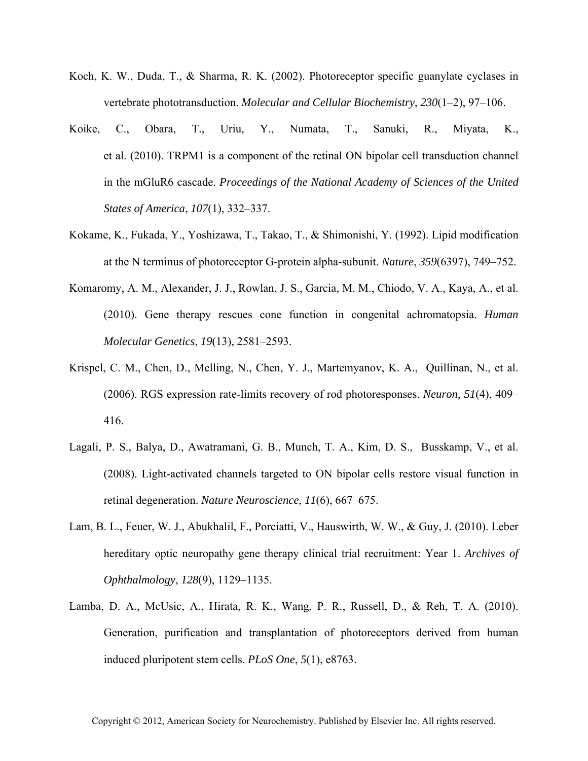Koch, K. W., Duda, T., & Sharma, R. K. (2002). Photoreceptor specific guanylate cyclases in vertebrate phototransduction. *Molecular and Cellular Biochemistry*, *230*(1–2), 97–106.

Koike, C., Obara, T., Uriu, Y., Numata, T., Sanuki, R., Miyata, K., et al. (2010). TRPM1 is a component of the retinal ON bipolar cell transduction channel in the mGluR6 cascade. *Proceedings of the National Academy of Sciences of the United States of America*, *107*(1), 332–337.

Kokame, K., Fukada, Y., Yoshizawa, T., Takao, T., & Shimonishi, Y. (1992). Lipid modification at the N terminus of photoreceptor G-protein alpha-subunit. *Nature*, *359*(6397), 749–752.

Komaromy, A. M., Alexander, J. J., Rowlan, J. S., Garcia, M. M., Chiodo, V. A., Kaya, A., et al. (2010). Gene therapy rescues cone function in congenital achromatopsia. *Human Molecular Genetics*, *19*(13), 2581–2593.

Krispel, C. M., Chen, D., Melling, N., Chen, Y. J., Martemyanov, K. A., Quillinan, N., et al. (2006). RGS expression rate-limits recovery of rod photoresponses. *Neuron*, *51*(4), 409–416.

Lagali, P. S., Balya, D., Awatramani, G. B., Munch, T. A., Kim, D. S., Busskamp, V., et al. (2008). Light-activated channels targeted to ON bipolar cells restore visual function in retinal degeneration. *Nature Neuroscience*, *11*(6), 667–675.

Lam, B. L., Feuer, W. J., Abukhalil, F., Porciatti, V., Hauswirth, W. W., & Guy, J. (2010). Leber hereditary optic neuropathy gene therapy clinical trial recruitment: Year 1. *Archives of Ophthalmology*, *128*(9), 1129–1135.

Lamba, D. A., McUsic, A., Hirata, R. K., Wang, P. R., Russell, D., & Reh, T. A. (2010). Generation, purification and transplantation of photoreceptors derived from human induced pluripotent stem cells. *PLoS One*, *5*(1), e8763.

Copyright © 2012, American Society for Neurochemistry. Published by Elsevier Inc. All rights reserved.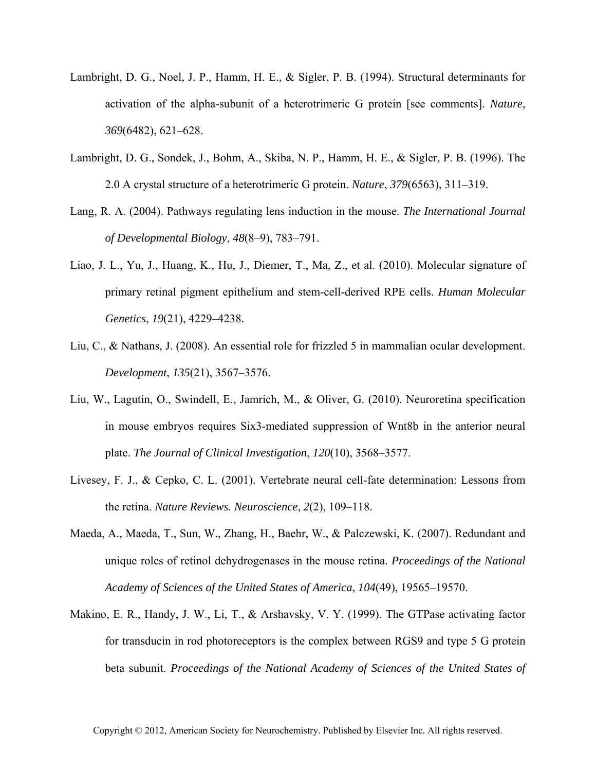Lambright, D. G., Noel, J. P., Hamm, H. E., & Sigler, P. B. (1994). Structural determinants for activation of the alpha-subunit of a heterotrimeric G protein [see comments]. *Nature*, *369*(6482), 621–628.

Lambright, D. G., Sondek, J., Bohm, A., Skiba, N. P., Hamm, H. E., & Sigler, P. B. (1996). The 2.0 A crystal structure of a heterotrimeric G protein. *Nature*, *379*(6563), 311–319.

Lang, R. A. (2004). Pathways regulating lens induction in the mouse. *The International Journal of Developmental Biology*, *48*(8–9), 783–791.

Liao, J. L., Yu, J., Huang, K., Hu, J., Diemer, T., Ma, Z., et al. (2010). Molecular signature of primary retinal pigment epithelium and stem-cell-derived RPE cells. *Human Molecular Genetics*, *19*(21), 4229–4238.

Liu, C., & Nathans, J. (2008). An essential role for frizzled 5 in mammalian ocular development. *Development*, *135*(21), 3567–3576.

Liu, W., Lagutin, O., Swindell, E., Jamrich, M., & Oliver, G. (2010). Neuroretina specification in mouse embryos requires Six3-mediated suppression of Wnt8b in the anterior neural plate. *The Journal of Clinical Investigation*, *120*(10), 3568–3577.

Livesey, F. J., & Cepko, C. L. (2001). Vertebrate neural cell-fate determination: Lessons from the retina. *Nature Reviews. Neuroscience*, *2*(2), 109–118.

Maeda, A., Maeda, T., Sun, W., Zhang, H., Baehr, W., & Palczewski, K. (2007). Redundant and unique roles of retinol dehydrogenases in the mouse retina. *Proceedings of the National Academy of Sciences of the United States of America*, *104*(49), 19565–19570.

Makino, E. R., Handy, J. W., Li, T., & Arshavsky, V. Y. (1999). The GTPase activating factor for transducin in rod photoreceptors is the complex between RGS9 and type 5 G protein beta subunit. *Proceedings of the National Academy of Sciences of the United States of*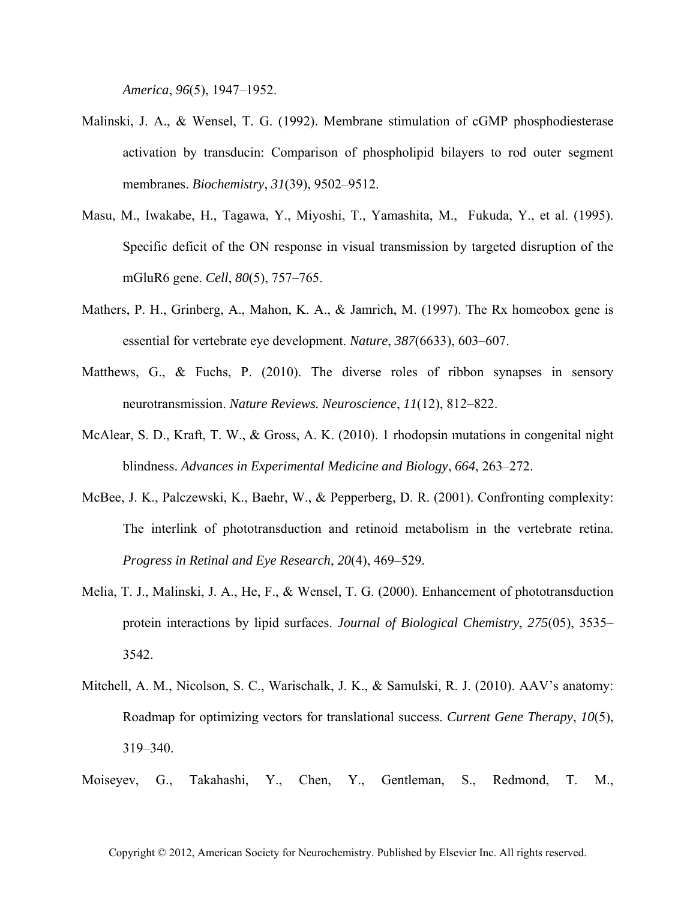*America*, *96*(5), 1947–1952.

Malinski, J. A., & Wensel, T. G. (1992). Membrane stimulation of cGMP phosphodiesterase activation by transducin: Comparison of phospholipid bilayers to rod outer segment membranes. *Biochemistry*, *31*(39), 9502–9512.

Masu, M., Iwakabe, H., Tagawa, Y., Miyoshi, T., Yamashita, M., Fukuda, Y., et al. (1995). Specific deficit of the ON response in visual transmission by targeted disruption of the mGluR6 gene. *Cell*, *80*(5), 757–765.

Mathers, P. H., Grinberg, A., Mahon, K. A., & Jamrich, M. (1997). The Rx homeobox gene is essential for vertebrate eye development. *Nature*, *387*(6633), 603–607.

Matthews, G., & Fuchs, P. (2010). The diverse roles of ribbon synapses in sensory neurotransmission. *Nature Reviews. Neuroscience*, *11*(12), 812–822.

McAlear, S. D., Kraft, T. W., & Gross, A. K. (2010). 1 rhodopsin mutations in congenital night blindness. *Advances in Experimental Medicine and Biology*, *664*, 263–272.

McBee, J. K., Palczewski, K., Baehr, W., & Pepperberg, D. R. (2001). Confronting complexity: The interlink of phototransduction and retinoid metabolism in the vertebrate retina. *Progress in Retinal and Eye Research*, *20*(4), 469–529.

Melia, T. J., Malinski, J. A., He, F., & Wensel, T. G. (2000). Enhancement of phototransduction protein interactions by lipid surfaces. *Journal of Biological Chemistry*, *275*(05), 3535–3542.

Mitchell, A. M., Nicolson, S. C., Warischalk, J. K., & Samulski, R. J. (2010). AAV's anatomy: Roadmap for optimizing vectors for translational success. *Current Gene Therapy*, *10*(5), 319–340.

Moiseyev, G., Takahashi, Y., Chen, Y., Gentleman, S., Redmond, T. M.,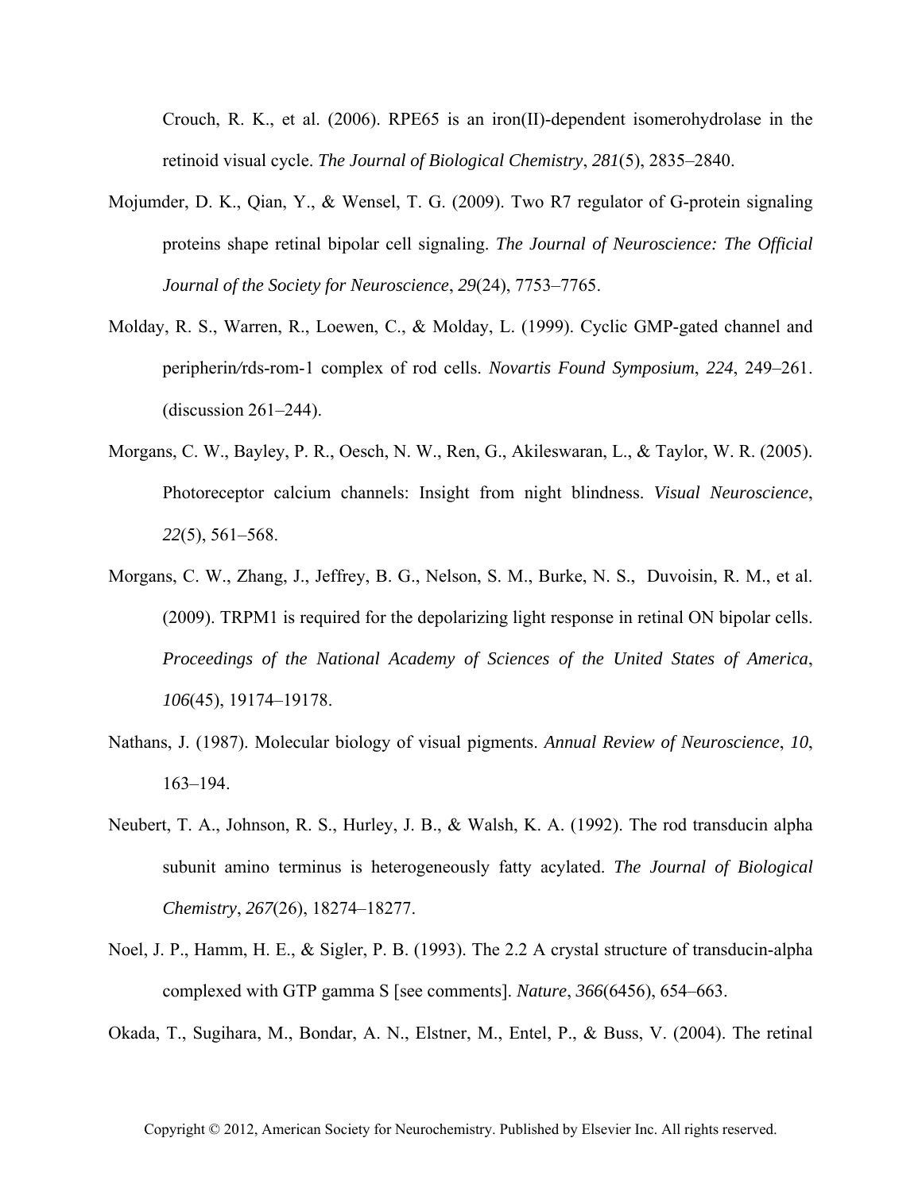Crouch, R. K., et al. (2006). RPE65 is an iron(II)-dependent isomerohydrolase in the retinoid visual cycle. *The Journal of Biological Chemistry*, *281*(5), 2835–2840.

Mojumder, D. K., Qian, Y., & Wensel, T. G. (2009). Two R7 regulator of G-protein signaling proteins shape retinal bipolar cell signaling. *The Journal of Neuroscience: The Official Journal of the Society for Neuroscience*, *29*(24), 7753–7765.

Molday, R. S., Warren, R., Loewen, C., & Molday, L. (1999). Cyclic GMP-gated channel and peripherin/rds-rom-1 complex of rod cells. *Novartis Found Symposium*, *224*, 249–261. (discussion 261–244).

Morgans, C. W., Bayley, P. R., Oesch, N. W., Ren, G., Akileswaran, L., & Taylor, W. R. (2005). Photoreceptor calcium channels: Insight from night blindness. *Visual Neuroscience*, *22*(5), 561–568.

Morgans, C. W., Zhang, J., Jeffrey, B. G., Nelson, S. M., Burke, N. S., Duvoisin, R. M., et al. (2009). TRPM1 is required for the depolarizing light response in retinal ON bipolar cells. *Proceedings of the National Academy of Sciences of the United States of America*, *106*(45), 19174–19178.

Nathans, J. (1987). Molecular biology of visual pigments. *Annual Review of Neuroscience*, *10*, 163–194.

Neubert, T. A., Johnson, R. S., Hurley, J. B., & Walsh, K. A. (1992). The rod transducin alpha subunit amino terminus is heterogeneously fatty acylated. *The Journal of Biological Chemistry*, *267*(26), 18274–18277.

Noel, J. P., Hamm, H. E., & Sigler, P. B. (1993). The 2.2 A crystal structure of transducin-alpha complexed with GTP gamma S [see comments]. *Nature*, *366*(6456), 654–663.

Okada, T., Sugihara, M., Bondar, A. N., Elstner, M., Entel, P., & Buss, V. (2004). The retinal

Copyright © 2012, American Society for Neurochemistry. Published by Elsevier Inc. All rights reserved.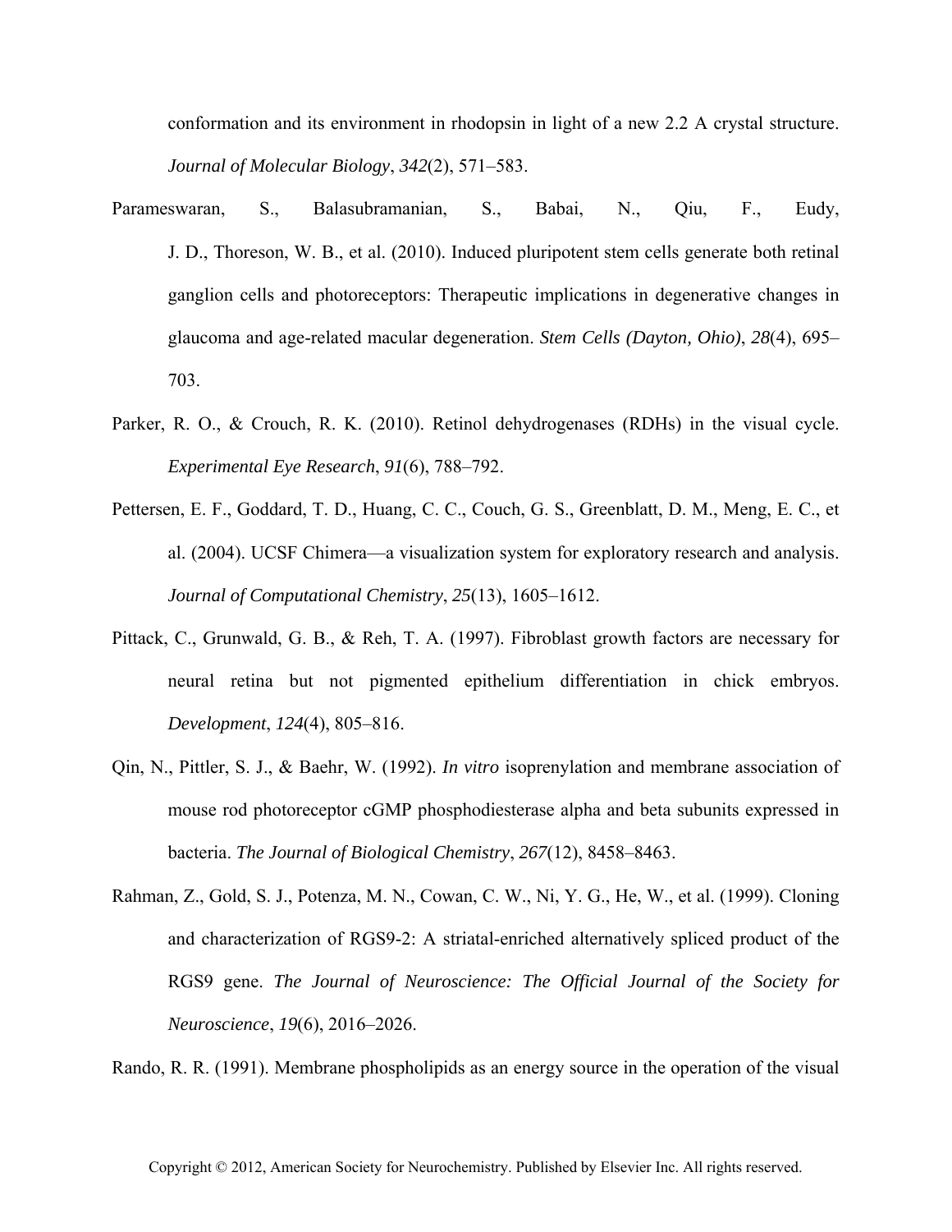conformation and its environment in rhodopsin in light of a new 2.2 A crystal structure. *Journal of Molecular Biology*, *342*(2), 571–583.

Parameswaran, S., Balasubramanian, S., Babai, N., Qiu, F., Eudy, J. D., Thoreson, W. B., et al. (2010). Induced pluripotent stem cells generate both retinal ganglion cells and photoreceptors: Therapeutic implications in degenerative changes in glaucoma and age-related macular degeneration. *Stem Cells (Dayton, Ohio)*, *28*(4), 695–703.

Parker, R. O., & Crouch, R. K. (2010). Retinol dehydrogenases (RDHs) in the visual cycle. *Experimental Eye Research*, *91*(6), 788–792.

Pettersen, E. F., Goddard, T. D., Huang, C. C., Couch, G. S., Greenblatt, D. M., Meng, E. C., et al. (2004). UCSF Chimera—a visualization system for exploratory research and analysis. *Journal of Computational Chemistry*, *25*(13), 1605–1612.

Pittack, C., Grunwald, G. B., & Reh, T. A. (1997). Fibroblast growth factors are necessary for neural retina but not pigmented epithelium differentiation in chick embryos. *Development*, *124*(4), 805–816.

Qin, N., Pittler, S. J., & Baehr, W. (1992). *In vitro* isoprenylation and membrane association of mouse rod photoreceptor cGMP phosphodiesterase alpha and beta subunits expressed in bacteria. *The Journal of Biological Chemistry*, *267*(12), 8458–8463.

Rahman, Z., Gold, S. J., Potenza, M. N., Cowan, C. W., Ni, Y. G., He, W., et al. (1999). Cloning and characterization of RGS9-2: A striatal-enriched alternatively spliced product of the RGS9 gene. *The Journal of Neuroscience: The Official Journal of the Society for Neuroscience*, *19*(6), 2016–2026.

Rando, R. R. (1991). Membrane phospholipids as an energy source in the operation of the visual

Copyright © 2012, American Society for Neurochemistry. Published by Elsevier Inc. All rights reserved.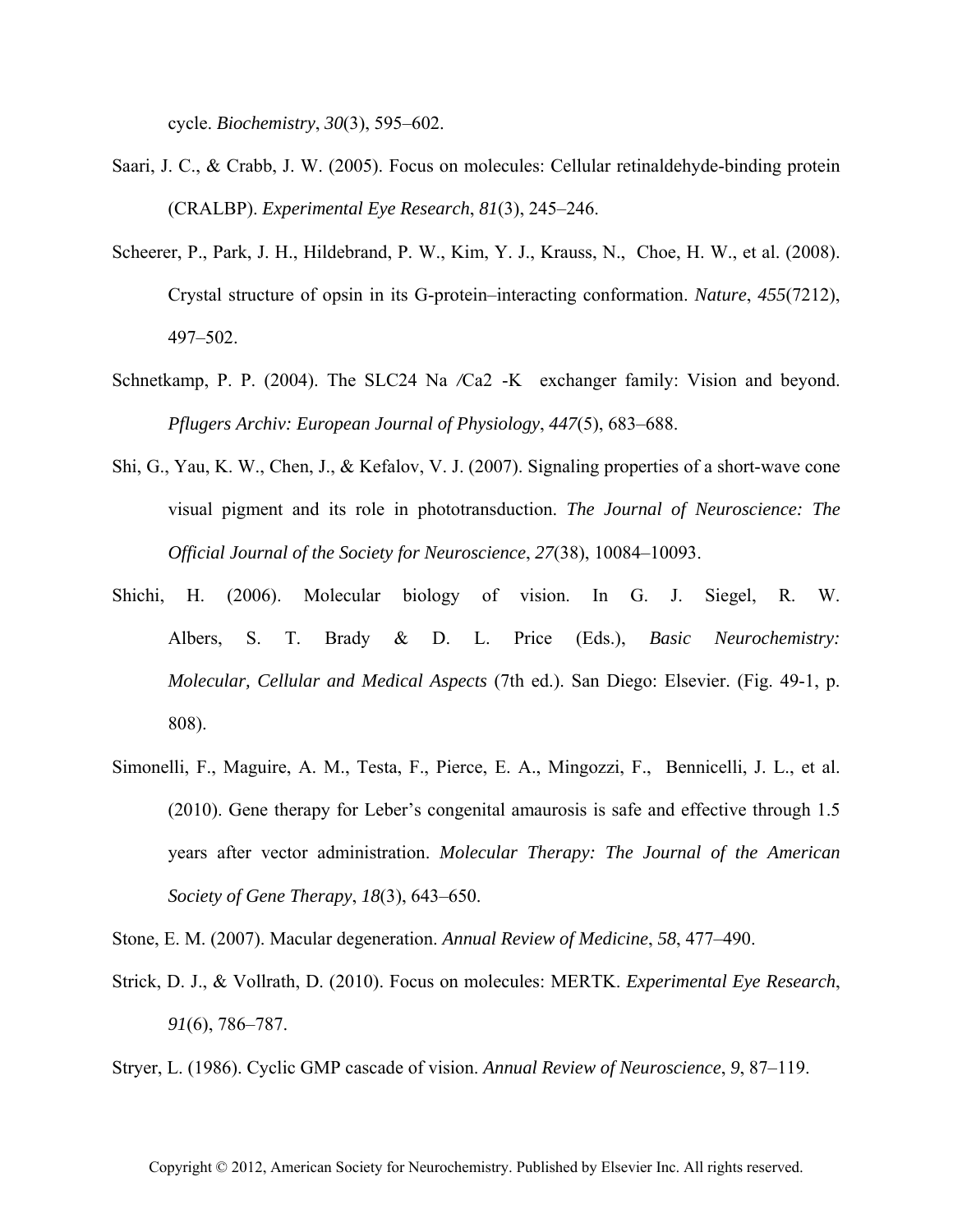cycle. *Biochemistry*, *30*(3), 595–602.

Saari, J. C., & Crabb, J. W. (2005). Focus on molecules: Cellular retinaldehyde-binding protein (CRALBP). *Experimental Eye Research*, *81*(3), 245–246.

Scheerer, P., Park, J. H., Hildebrand, P. W., Kim, Y. J., Krauss, N., Choe, H. W., et al. (2008). Crystal structure of opsin in its G-protein–interacting conformation. *Nature*, *455*(7212), 497–502.

Schnetkamp, P. P. (2004). The SLC24 Na /Ca2 -K exchanger family: Vision and beyond. *Pflugers Archiv: European Journal of Physiology*, *447*(5), 683–688.

Shi, G., Yau, K. W., Chen, J., & Kefalov, V. J. (2007). Signaling properties of a short-wave cone visual pigment and its role in phototransduction. *The Journal of Neuroscience: The Official Journal of the Society for Neuroscience*, *27*(38), 10084–10093.

Shichi, H. (2006). Molecular biology of vision. In G. J. Siegel, R. W. Albers, S. T. Brady & D. L. Price (Eds.), *Basic Neurochemistry: Molecular, Cellular and Medical Aspects* (7th ed.). San Diego: Elsevier. (Fig. 49-1, p. 808).

Simonelli, F., Maguire, A. M., Testa, F., Pierce, E. A., Mingozzi, F., Bennicelli, J. L., et al. (2010). Gene therapy for Leber's congenital amaurosis is safe and effective through 1.5 years after vector administration. *Molecular Therapy: The Journal of the American Society of Gene Therapy*, *18*(3), 643–650.

Stone, E. M. (2007). Macular degeneration. *Annual Review of Medicine*, *58*, 477–490.

Strick, D. J., & Vollrath, D. (2010). Focus on molecules: MERTK. *Experimental Eye Research*, *91*(6), 786–787.

Stryer, L. (1986). Cyclic GMP cascade of vision. *Annual Review of Neuroscience*, *9*, 87–119.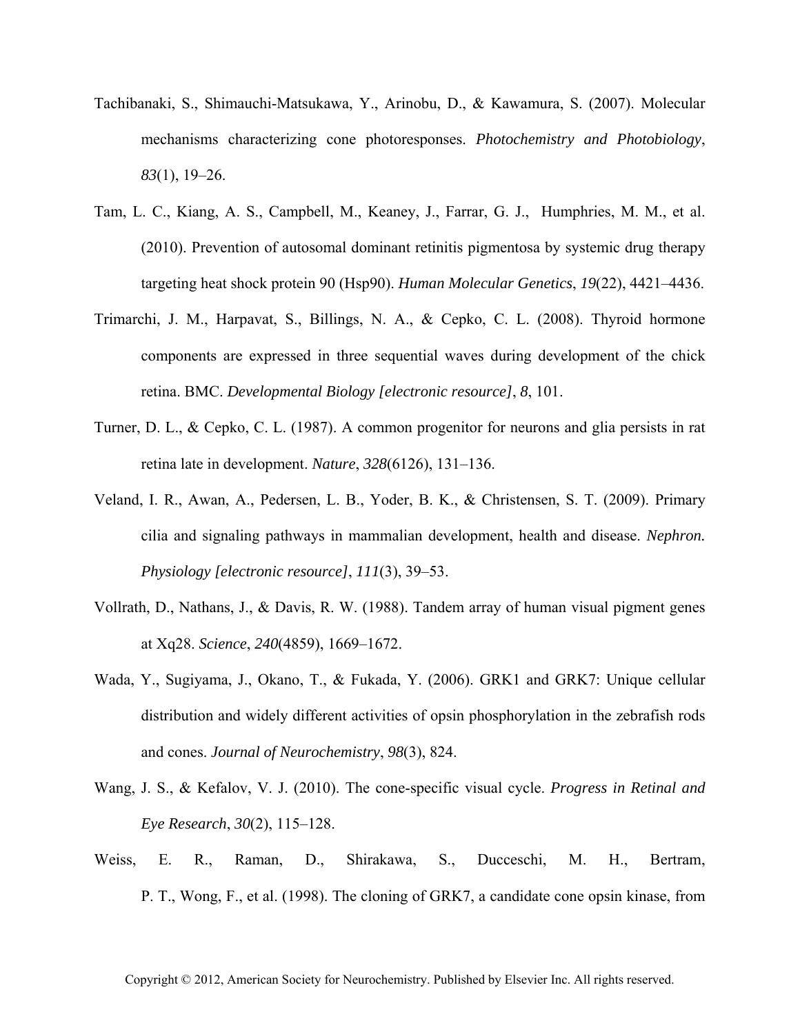Tachibanaki, S., Shimauchi-Matsukawa, Y., Arinobu, D., & Kawamura, S. (2007). Molecular mechanisms characterizing cone photoresponses. *Photochemistry and Photobiology*, *83*(1), 19–26.

Tam, L. C., Kiang, A. S., Campbell, M., Keaney, J., Farrar, G. J., Humphries, M. M., et al. (2010). Prevention of autosomal dominant retinitis pigmentosa by systemic drug therapy targeting heat shock protein 90 (Hsp90). *Human Molecular Genetics*, *19*(22), 4421–4436.

Trimarchi, J. M., Harpavat, S., Billings, N. A., & Cepko, C. L. (2008). Thyroid hormone components are expressed in three sequential waves during development of the chick retina. BMC. *Developmental Biology [electronic resource]*, *8*, 101.

Turner, D. L., & Cepko, C. L. (1987). A common progenitor for neurons and glia persists in rat retina late in development. *Nature*, *328*(6126), 131–136.

Veland, I. R., Awan, A., Pedersen, L. B., Yoder, B. K., & Christensen, S. T. (2009). Primary cilia and signaling pathways in mammalian development, health and disease. *Nephron. Physiology [electronic resource]*, *111*(3), 39–53.

Vollrath, D., Nathans, J., & Davis, R. W. (1988). Tandem array of human visual pigment genes at Xq28. *Science*, *240*(4859), 1669–1672.

Wada, Y., Sugiyama, J., Okano, T., & Fukada, Y. (2006). GRK1 and GRK7: Unique cellular distribution and widely different activities of opsin phosphorylation in the zebrafish rods and cones. *Journal of Neurochemistry*, *98*(3), 824.

Wang, J. S., & Kefalov, V. J. (2010). The cone-specific visual cycle. *Progress in Retinal and Eye Research*, *30*(2), 115–128.

Weiss, E. R., Raman, D., Shirakawa, S., Ducceschi, M. H., Bertram, P. T., Wong, F., et al. (1998). The cloning of GRK7, a candidate cone opsin kinase, from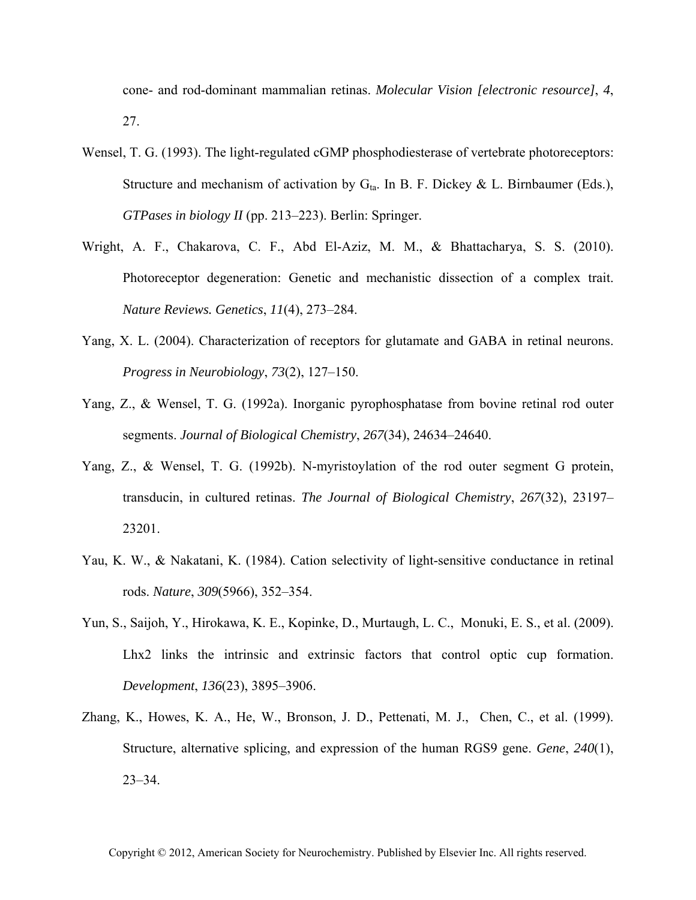cone- and rod-dominant mammalian retinas. *Molecular Vision [electronic resource]*, *4*, 27.

Wensel, T. G. (1993). The light-regulated cGMP phosphodiesterase of vertebrate photoreceptors: Structure and mechanism of activation by $G_{ta}$. In B. F. Dickey & L. Birnbaumer (Eds.), *GTPases in biology II* (pp. 213–223). Berlin: Springer.

Wright, A. F., Chakarova, C. F., Abd El-Aziz, M. M., & Bhattacharya, S. S. (2010). Photoreceptor degeneration: Genetic and mechanistic dissection of a complex trait. *Nature Reviews. Genetics*, *11*(4), 273–284.

Yang, X. L. (2004). Characterization of receptors for glutamate and GABA in retinal neurons. *Progress in Neurobiology*, *73*(2), 127–150.

Yang, Z., & Wensel, T. G. (1992a). Inorganic pyrophosphatase from bovine retinal rod outer segments. *Journal of Biological Chemistry*, *267*(34), 24634–24640.

Yang, Z., & Wensel, T. G. (1992b). N-myristoylation of the rod outer segment G protein, transducin, in cultured retinas. *The Journal of Biological Chemistry*, *267*(32), 23197–23201.

Yau, K. W., & Nakatani, K. (1984). Cation selectivity of light-sensitive conductance in retinal rods. *Nature*, *309*(5966), 352–354.

Yun, S., Saijoh, Y., Hirokawa, K. E., Kopinke, D., Murtaugh, L. C., Monuki, E. S., et al. (2009). Lhx2 links the intrinsic and extrinsic factors that control optic cup formation. *Development*, *136*(23), 3895–3906.

Zhang, K., Howes, K. A., He, W., Bronson, J. D., Pettenati, M. J., Chen, C., et al. (1999). Structure, alternative splicing, and expression of the human RGS9 gene. *Gene*, *240*(1), 23–34.

Copyright © 2012, American Society for Neurochemistry. Published by Elsevier Inc. All rights reserved.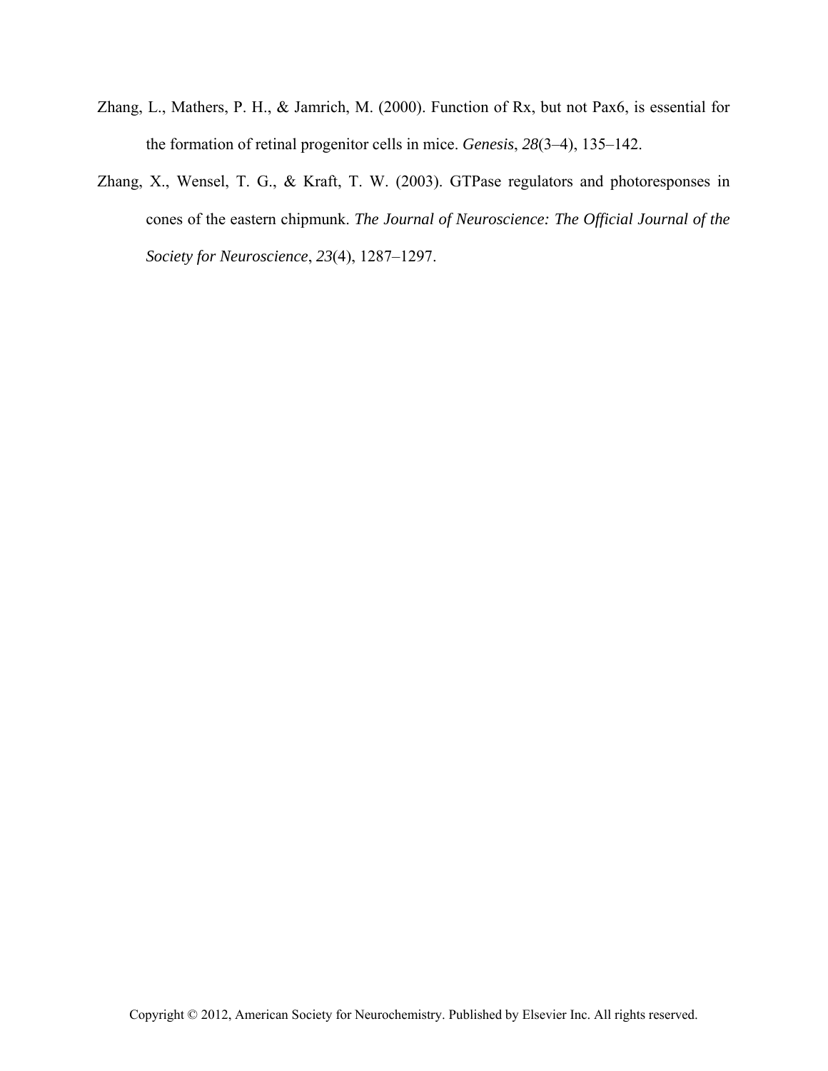Zhang, L., Mathers, P. H., & Jamrich, M. (2000). Function of Rx, but not Pax6, is essential for the formation of retinal progenitor cells in mice. *Genesis*, *28*(3–4), 135–142.

Zhang, X., Wensel, T. G., & Kraft, T. W. (2003). GTPase regulators and photoresponses in cones of the eastern chipmunk. *The Journal of Neuroscience: The Official Journal of the Society for Neuroscience*, *23*(4), 1287–1297.

Copyright © 2012, American Society for Neurochemistry. Published by Elsevier Inc. All rights reserved.